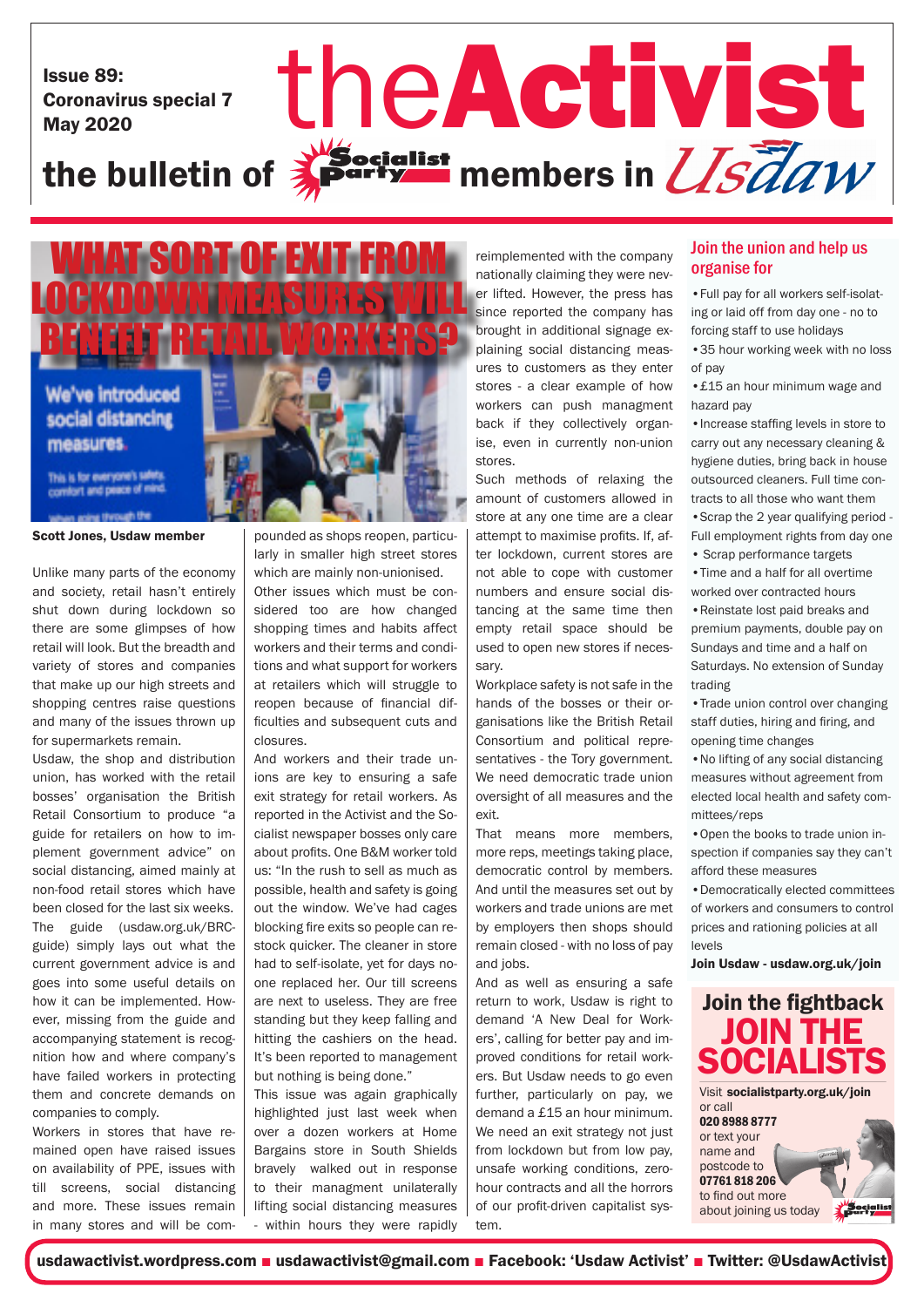Issue 89:
Coronavirus special 7
May 2020

# theActivist

## the bulletin of Socialist Party members in Usdaw

# WHAT SORT OF EXIT FROM LOCKDOWN MEASURES WILL BENEFIT RETAIL WORKERS?

**Scott Jones, Usdaw member**

Unlike many parts of the economy and society, retail hasn't entirely shut down during lockdown so there are some glimpses of how retail will look. But the breadth and variety of stores and companies that make up our high streets and shopping centres raise questions and many of the issues thrown up for supermarkets remain.

Usdaw, the shop and distribution union, has worked with the retail bosses' organisation the British Retail Consortium to produce "a guide for retailers on how to implement government advice" on social distancing, aimed mainly at non-food retail stores which have been closed for the last six weeks. The guide (usdaw.org.uk/BRC-guide) simply lays out what the current government advice is and goes into some useful details on how it can be implemented. However, missing from the guide and accompanying statement is recognition how and where company's have failed workers in protecting them and concrete demands on companies to comply.

Workers in stores that have remained open have raised issues on availability of PPE, issues with till screens, social distancing and more. These issues remain in many stores and will be compounded as shops reopen, particularly in smaller high street stores which are mainly non-unionised.

Other issues which must be considered too are how changed shopping times and habits affect workers and their terms and conditions and what support for workers at retailers which will struggle to reopen because of financial difficulties and subsequent cuts and closures.

And workers and their trade unions are key to ensuring a safe exit strategy for retail workers. As reported in the Activist and the Socialist newspaper bosses only care about profits. One B&M worker told us: "In the rush to sell as much as possible, health and safety is going out the window. We've had cages blocking fire exits so people can restock quicker. The cleaner in store had to self-isolate, yet for days noone replaced her. Our till screens are next to useless. They are free standing but they keep falling and hitting the cashiers on the head. It's been reported to management but nothing is being done."

This issue was again graphically highlighted just last week when over a dozen workers at Home Bargains store in South Shields bravely walked out in response to their managment unilaterally lifting social distancing measures - within hours they were rapidly reimplemented with the company nationally claiming they were never lifted. However, the press has since reported the company has brought in additional signage explaining social distancing measures to customers as they enter stores - a clear example of how workers can push managment back if they collectively organise, even in currently non-union stores.

Such methods of relaxing the amount of customers allowed in store at any one time are a clear attempt to maximise profits. If, after lockdown, current stores are not able to cope with customer numbers and ensure social distancing at the same time then empty retail space should be used to open new stores if necessary.

Workplace safety is not safe in the hands of the bosses or their organisations like the British Retail Consortium and political representatives - the Tory government. We need democratic trade union oversight of all measures and the exit.

That means more members, more reps, meetings taking place, democratic control by members. And until the measures set out by workers and trade unions are met by employers then shops should remain closed - with no loss of pay and jobs.

And as well as ensuring a safe return to work, Usdaw is right to demand 'A New Deal for Workers', calling for better pay and improved conditions for retail workers. But Usdaw needs to go even further, particularly on pay, we demand a £15 an hour minimum. We need an exit strategy not just from lockdown but from low pay, unsafe working conditions, zero-hour contracts and all the horrors of our profit-driven capitalist system.

## Join the union and help us organise for

- Full pay for all workers self-isolating or laid off from day one - no to forcing staff to use holidays
- 35 hour working week with no loss of pay
- £15 an hour minimum wage and hazard pay
- Increase staffing levels in store to carry out any necessary cleaning & hygiene duties, bring back in house outsourced cleaners. Full time contracts to all those who want them
- Scrap the 2 year qualifying period - Full employment rights from day one
- Scrap performance targets
- Time and a half for all overtime worked over contracted hours
- Reinstate lost paid breaks and premium payments, double pay on Sundays and time and a half on Saturdays. No extension of Sunday trading
- Trade union control over changing staff duties, hiring and firing, and opening time changes
- No lifting of any social distancing measures without agreement from elected local health and safety committees/reps
- Open the books to trade union inspection if companies say they can't afford these measures
- Democratically elected committees of workers and consumers to control prices and rationing policies at all levels

**Join Usdaw - usdaw.org.uk/join**

## Join the fightback
# JOIN THE SOCIALISTS

Visit **socialistparty.org.uk/join** or call **020 8988 8777** or text your name and postcode to **07761 818 206** to find out more about joining us today

**usdawactivist.wordpress.com ■ usdawactivist@gmail.com ■ Facebook: 'Usdaw Activist' ■ Twitter: @UsdawActivist**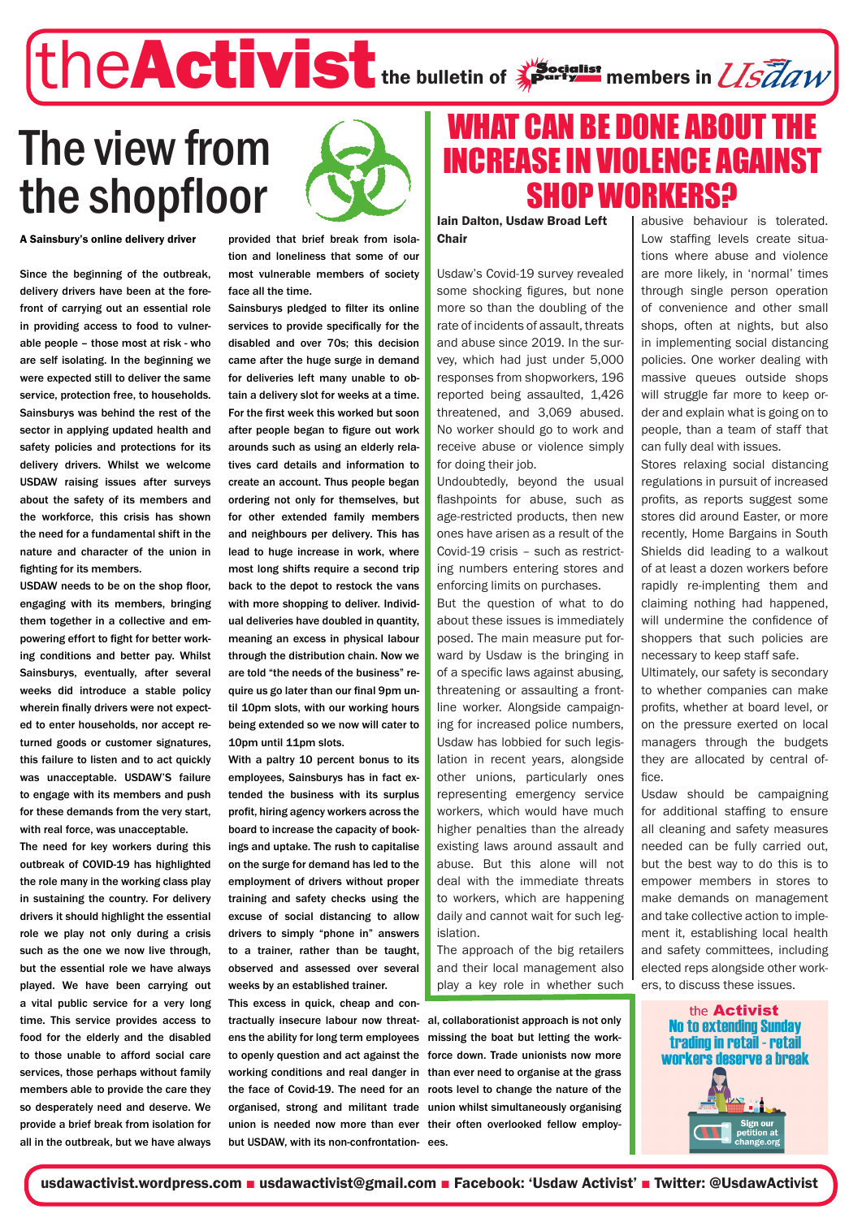# theActivist the bulletin of Socialist Party members in Usdaw

## The view from the shopfloor

**A Sainsbury's online delivery driver**

**Since the beginning of the outbreak, delivery drivers have been at the forefront of carrying out an essential role in providing access to food to vulnerable people – those most at risk - who are self isolating. In the beginning we were expected still to deliver the same service, protection free, to households. Sainsburys was behind the rest of the sector in applying updated health and safety policies and protections for its delivery drivers. Whilst we welcome USDAW raising issues after surveys about the safety of its members and the workforce, this crisis has shown the need for a fundamental shift in the nature and character of the union in fighting for its members.**

**USDAW needs to be on the shop floor, engaging with its members, bringing them together in a collective and empowering effort to fight for better working conditions and better pay. Whilst Sainsburys, eventually, after several weeks did introduce a stable policy wherein finally drivers were not expected to enter households, nor accept returned goods or customer signatures, this failure to listen and to act quickly was unacceptable. USDAW'S failure to engage with its members and push for these demands from the very start, with real force, was unacceptable.**

**The need for key workers during this outbreak of COVID-19 has highlighted the role many in the working class play in sustaining the country. For delivery drivers it should highlight the essential role we play not only during a crisis such as the one we now live through, but the essential role we have always played. We have been carrying out a vital public service for a very long time. This service provides access to food for the elderly and the disabled to those unable to afford social care services, those perhaps without family members able to provide the care they so desperately need and deserve. We provide a brief break from isolation for all in the outbreak, but we have always provided that brief break from isolation and loneliness that some of our most vulnerable members of society face all the time.**

**Sainsburys pledged to filter its online services to provide specifically for the disabled and over 70s; this decision came after the huge surge in demand for deliveries left many unable to obtain a delivery slot for weeks at a time. For the first week this worked but soon after people began to figure out work arounds such as using an elderly relatives card details and information to create an account. Thus people began ordering not only for themselves, but for other extended family members and neighbours per delivery. This has lead to huge increase in work, where most long shifts require a second trip back to the depot to restock the vans with more shopping to deliver. Individual deliveries have doubled in quantity, meaning an excess in physical labour through the distribution chain. Now we are told "the needs of the business" require us go later than our final 9pm until 10pm slots, with our working hours being extended so we now will cater to 10pm until 11pm slots.**

**With a paltry 10 percent bonus to its employees, Sainsburys has in fact extended the business with its surplus profit, hiring agency workers across the board to increase the capacity of bookings and uptake. The rush to capitalise on the surge for demand has led to the employment of drivers without proper training and safety checks using the excuse of social distancing to allow drivers to simply "phone in" answers to a trainer, rather than be taught, observed and assessed over several weeks by an established trainer.**

**This excess in quick, cheap and contractually insecure labour now threatens the ability for long term employees to openly question and act against the working conditions and real danger in the face of Covid-19. The need for an organised, strong and militant trade union is needed now more than ever but USDAW, with its non-confrontational, collaborationist approach is not only missing the boat but letting the workforce down. Trade unionists now more than ever need to organise at the grass roots level to change the nature of the union whilst simultaneously organising their often overlooked fellow employees.**

## WHAT CAN BE DONE ABOUT THE INCREASE IN VIOLENCE AGAINST SHOP WORKERS?

**Iain Dalton, Usdaw Broad Left Chair**

Usdaw's Covid-19 survey revealed some shocking figures, but none more so than the doubling of the rate of incidents of assault, threats and abuse since 2019. In the survey, which had just under 5,000 responses from shopworkers, 196 reported being assaulted, 1,426 threatened, and 3,069 abused. No worker should go to work and receive abuse or violence simply for doing their job.

Undoubtedly, beyond the usual flashpoints for abuse, such as age-restricted products, then new ones have arisen as a result of the Covid-19 crisis – such as restricting numbers entering stores and enforcing limits on purchases.

But the question of what to do about these issues is immediately posed. The main measure put forward by Usdaw is the bringing in of a specific laws against abusing, threatening or assaulting a frontline worker. Alongside campaigning for increased police numbers, Usdaw has lobbied for such legislation in recent years, alongside other unions, particularly ones representing emergency service workers, which would have much higher penalties than the already existing laws around assault and abuse. But this alone will not deal with the immediate threats to workers, which are happening daily and cannot wait for such legislation.

The approach of the big retailers and their local management also play a key role in whether such abusive behaviour is tolerated. Low staffing levels create situations where abuse and violence are more likely, in 'normal' times through single person operation of convenience and other small shops, often at nights, but also in implementing social distancing policies. One worker dealing with massive queues outside shops will struggle far more to keep order and explain what is going on to people, than a team of staff that can fully deal with issues.

Stores relaxing social distancing regulations in pursuit of increased profits, as reports suggest some stores did around Easter, or more recently, Home Bargains in South Shields did leading to a walkout of at least a dozen workers before rapidly re-implenting them and claiming nothing had happened, will undermine the confidence of shoppers that such policies are necessary to keep staff safe.

Ultimately, our safety is secondary to whether companies can make profits, whether at board level, or on the pressure exerted on local managers through the budgets they are allocated by central office.

Usdaw should be campaigning for additional staffing to ensure all cleaning and safety measures needed can be fully carried out, but the best way to do this is to empower members in stores to make demands on management and take collective action to implement it, establishing local health and safety committees, including elected reps alongside other workers, to discuss these issues.

**the Activist**
**No to extending Sunday trading in retail - retail workers deserve a break**
Sign our petition at change.org

usdawactivist.wordpress.com ■ usdawactivist@gmail.com ■ Facebook: 'Usdaw Activist' ■ Twitter: @UsdawActivist